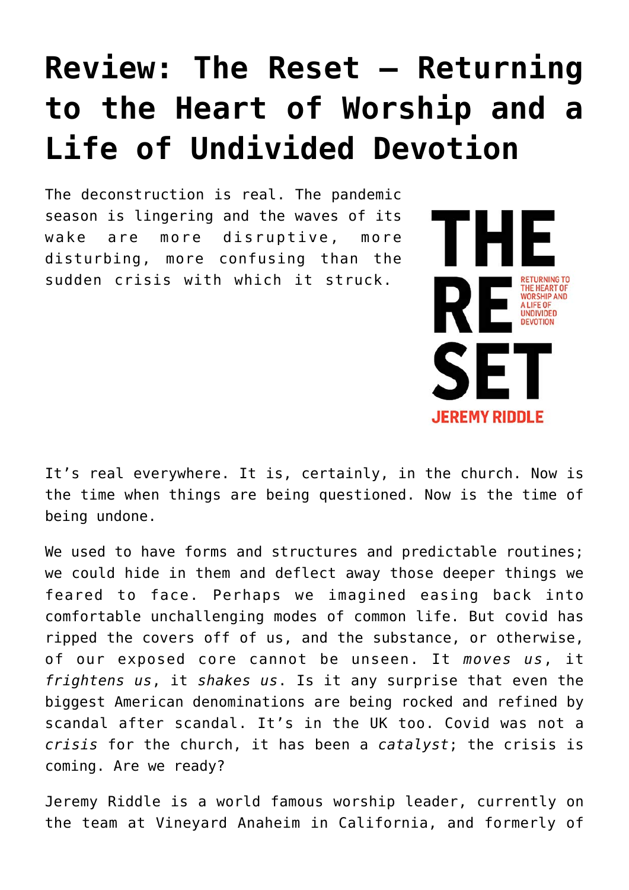# Review: The Reset – Returning to the Heart of Worship and a Life of Undivided Devotion

The deconstruction is real. The pandemic season is lingering and the waves of its wake are more disruptive, more disturbing, more confusing than the sudden crisis with which it struck.

It's real everywhere. It is, certainly, in the church. Now is the time when things are being questioned. Now is the time of being undone.

We used to have forms and structures and predictable routines; we could hide in them and deflect away those deeper things we feared to face. Perhaps we imagined easing back into comfortable unchallenging modes of common life. But covid has ripped the covers off of us, and the substance, or otherwise, of our exposed core cannot be unseen. It *moves us*, it *frightens us*, it *shakes us*. Is it any surprise that even the biggest American denominations are being rocked and refined by scandal after scandal. It's in the UK too. Covid was not a *crisis* for the church, it has been a *catalyst*; the crisis is coming. Are we ready?

Jeremy Riddle is a world famous worship leader, currently on the team at Vineyard Anaheim in California, and formerly of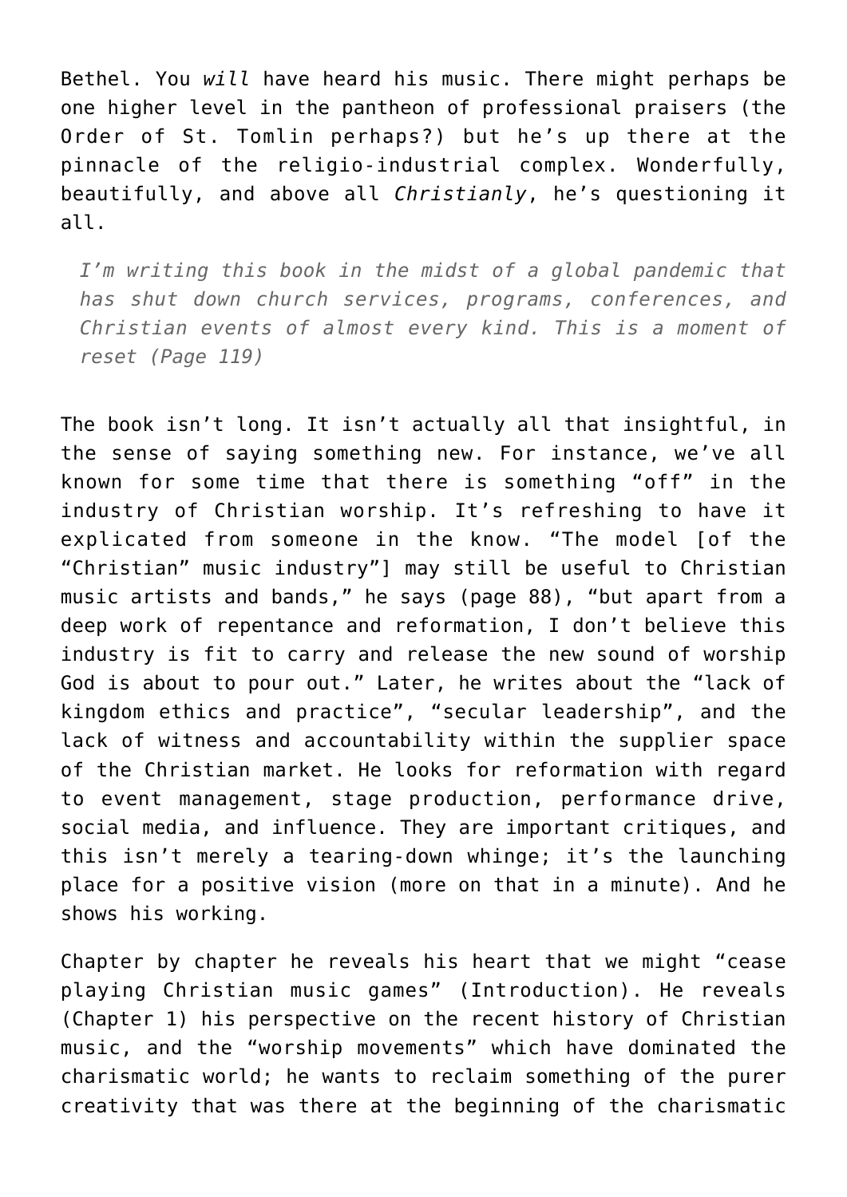Bethel. You *will* have heard his music. There might perhaps be one higher level in the pantheon of professional praisers (the Order of St. Tomlin perhaps?) but he's up there at the pinnacle of the religio-industrial complex. Wonderfully, beautifully, and above all *Christianly*, he's questioning it all.

> *I'm writing this book in the midst of a global pandemic that has shut down church services, programs, conferences, and Christian events of almost every kind. This is a moment of reset (Page 119)*

The book isn't long. It isn't actually all that insightful, in the sense of saying something new. For instance, we've all known for some time that there is something "off" in the industry of Christian worship. It's refreshing to have it explicated from someone in the know. "The model [of the "Christian" music industry"] may still be useful to Christian music artists and bands," he says (page 88), "but apart from a deep work of repentance and reformation, I don't believe this industry is fit to carry and release the new sound of worship God is about to pour out." Later, he writes about the "lack of kingdom ethics and practice", "secular leadership", and the lack of witness and accountability within the supplier space of the Christian market. He looks for reformation with regard to event management, stage production, performance drive, social media, and influence. They are important critiques, and this isn't merely a tearing-down whinge; it's the launching place for a positive vision (more on that in a minute). And he shows his working.

Chapter by chapter he reveals his heart that we might "cease playing Christian music games" (Introduction). He reveals (Chapter 1) his perspective on the recent history of Christian music, and the "worship movements" which have dominated the charismatic world; he wants to reclaim something of the purer creativity that was there at the beginning of the charismatic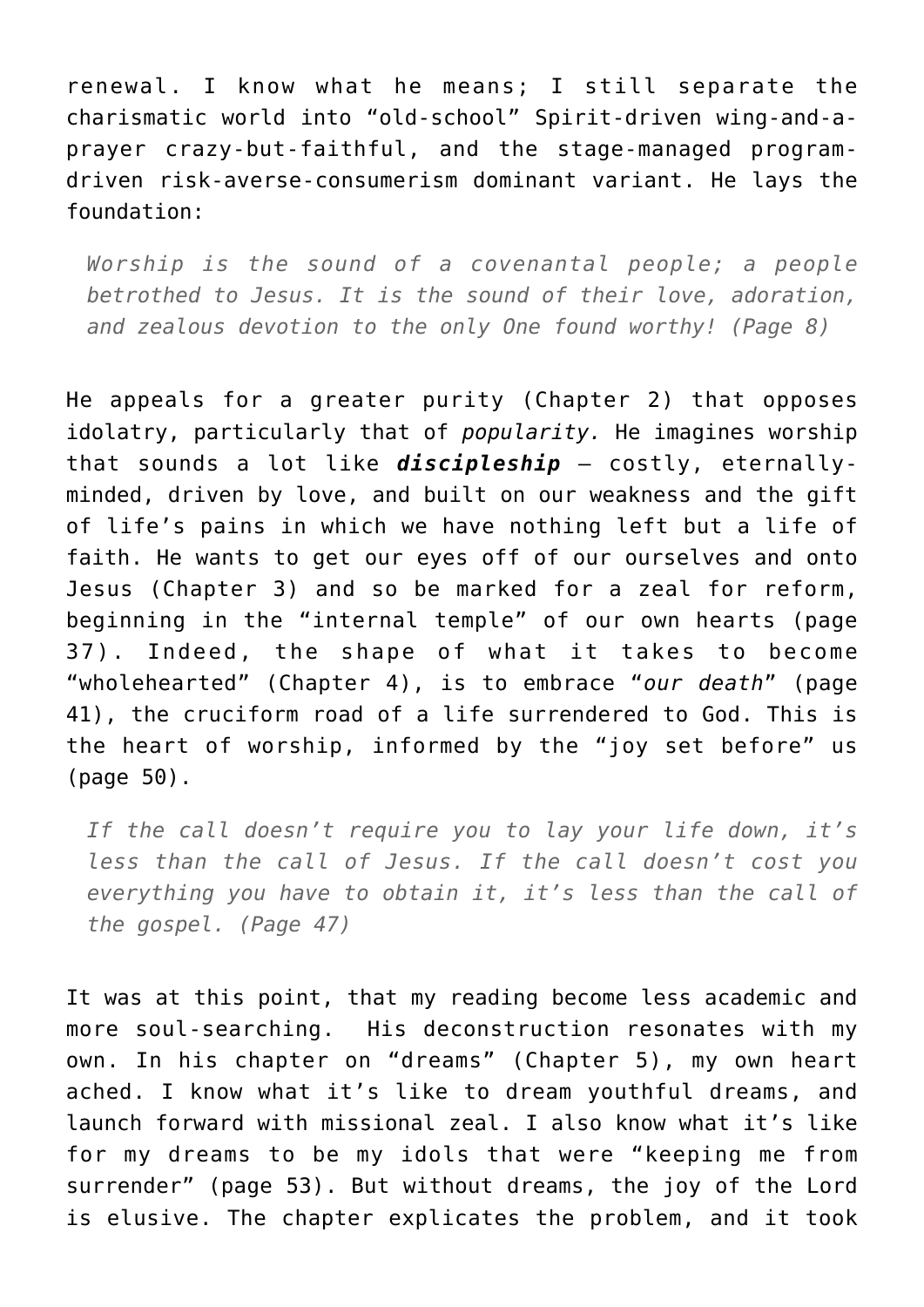renewal. I know what he means; I still separate the charismatic world into "old-school" Spirit-driven wing-and-a-prayer crazy-but-faithful, and the stage-managed program-driven risk-averse-consumerism dominant variant. He lays the foundation:

> *Worship is the sound of a covenantal people; a people betrothed to Jesus. It is the sound of their love, adoration, and zealous devotion to the only One found worthy! (Page 8)*

He appeals for a greater purity (Chapter 2) that opposes idolatry, particularly that of *popularity.* He imagines worship that sounds a lot like ***discipleship*** – costly, eternally-minded, driven by love, and built on our weakness and the gift of life's pains in which we have nothing left but a life of faith. He wants to get our eyes off of our ourselves and onto Jesus (Chapter 3) and so be marked for a zeal for reform, beginning in the "internal temple" of our own hearts (page 37). Indeed, the shape of what it takes to become "wholehearted" (Chapter 4), is to embrace "*our death*" (page 41), the cruciform road of a life surrendered to God. This is the heart of worship, informed by the "joy set before" us (page 50).

> *If the call doesn't require you to lay your life down, it's less than the call of Jesus. If the call doesn't cost you everything you have to obtain it, it's less than the call of the gospel. (Page 47)*

It was at this point, that my reading become less academic and more soul-searching. His deconstruction resonates with my own. In his chapter on "dreams" (Chapter 5), my own heart ached. I know what it's like to dream youthful dreams, and launch forward with missional zeal. I also know what it's like for my dreams to be my idols that were "keeping me from surrender" (page 53). But without dreams, the joy of the Lord is elusive. The chapter explicates the problem, and it took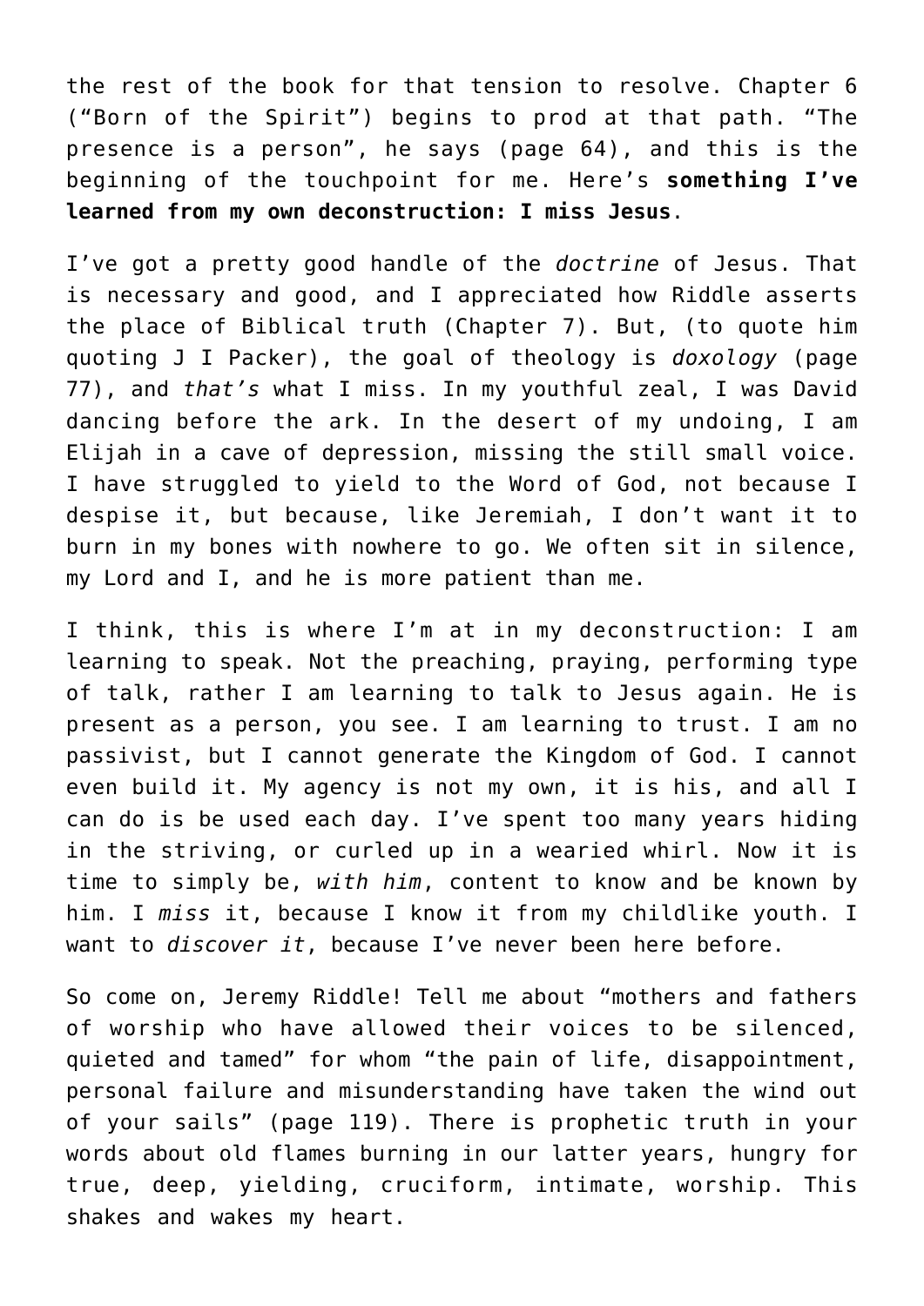the rest of the book for that tension to resolve. Chapter 6 ("Born of the Spirit") begins to prod at that path. "The presence is a person", he says (page 64), and this is the beginning of the touchpoint for me. Here's **something I've learned from my own deconstruction: I miss Jesus**.

I've got a pretty good handle of the *doctrine* of Jesus. That is necessary and good, and I appreciated how Riddle asserts the place of Biblical truth (Chapter 7). But, (to quote him quoting J I Packer), the goal of theology is *doxology* (page 77), and *that's* what I miss. In my youthful zeal, I was David dancing before the ark. In the desert of my undoing, I am Elijah in a cave of depression, missing the still small voice. I have struggled to yield to the Word of God, not because I despise it, but because, like Jeremiah, I don't want it to burn in my bones with nowhere to go. We often sit in silence, my Lord and I, and he is more patient than me.

I think, this is where I'm at in my deconstruction: I am learning to speak. Not the preaching, praying, performing type of talk, rather I am learning to talk to Jesus again. He is present as a person, you see. I am learning to trust. I am no passivist, but I cannot generate the Kingdom of God. I cannot even build it. My agency is not my own, it is his, and all I can do is be used each day. I've spent too many years hiding in the striving, or curled up in a wearied whirl. Now it is time to simply be, *with him*, content to know and be known by him. I *miss* it, because I know it from my childlike youth. I want to *discover it*, because I've never been here before.

So come on, Jeremy Riddle! Tell me about "mothers and fathers of worship who have allowed their voices to be silenced, quieted and tamed" for whom "the pain of life, disappointment, personal failure and misunderstanding have taken the wind out of your sails" (page 119). There is prophetic truth in your words about old flames burning in our latter years, hungry for true, deep, yielding, cruciform, intimate, worship. This shakes and wakes my heart.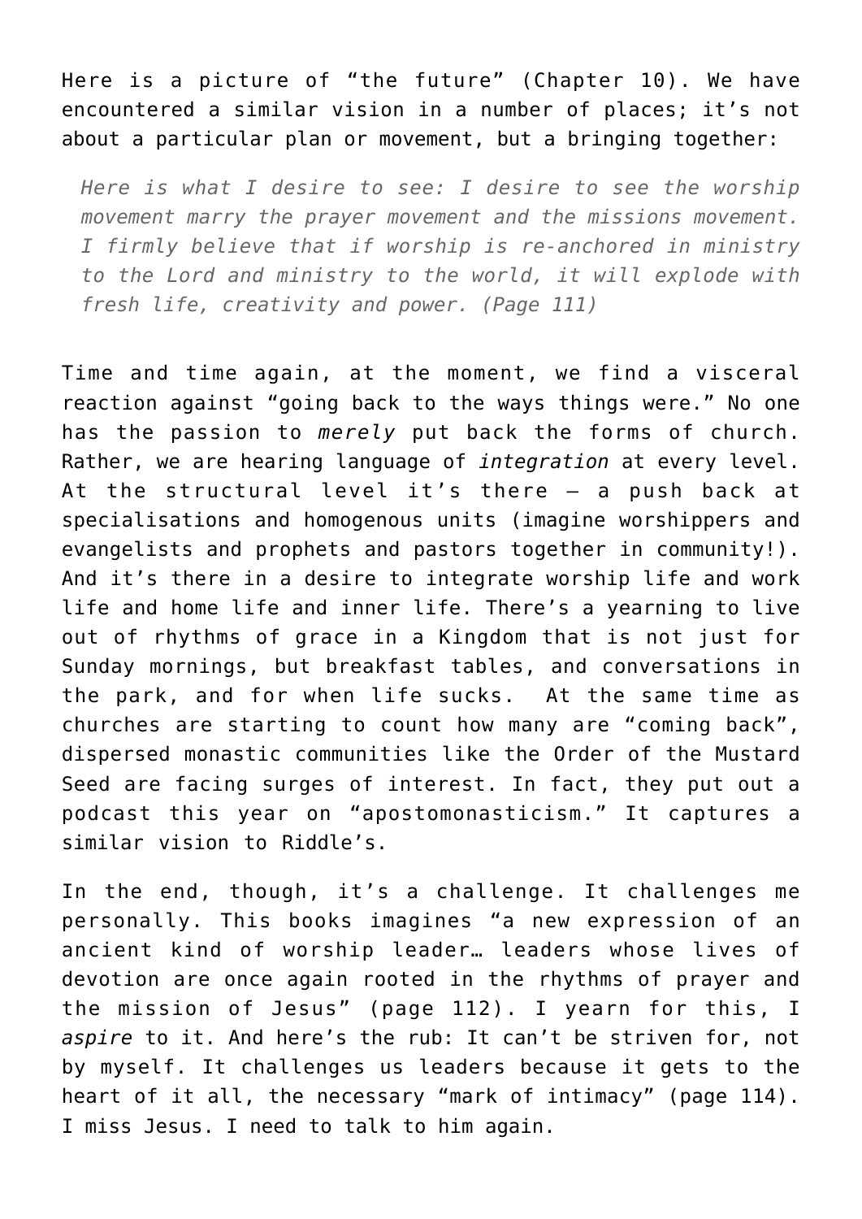Here is a picture of "the future" (Chapter 10). We have encountered a similar vision in a number of places; it's not about a particular plan or movement, but a bringing together:

> *Here is what I desire to see: I desire to see the worship movement marry the prayer movement and the missions movement. I firmly believe that if worship is re-anchored in ministry to the Lord and ministry to the world, it will explode with fresh life, creativity and power. (Page 111)*

Time and time again, at the moment, we find a visceral reaction against "going back to the ways things were." No one has the passion to *merely* put back the forms of church. Rather, we are hearing language of *integration* at every level. At the structural level it's there – a push back at specialisations and homogenous units (imagine worshippers and evangelists and prophets and pastors together in community!). And it's there in a desire to integrate worship life and work life and home life and inner life. There's a yearning to live out of rhythms of grace in a Kingdom that is not just for Sunday mornings, but breakfast tables, and conversations in the park, and for when life sucks. At the same time as churches are starting to count how many are "coming back", dispersed monastic communities like the Order of the Mustard Seed are facing surges of interest. In fact, they put out a podcast this year on "apostomonasticism." It captures a similar vision to Riddle's.

In the end, though, it's a challenge. It challenges me personally. This books imagines "a new expression of an ancient kind of worship leader… leaders whose lives of devotion are once again rooted in the rhythms of prayer and the mission of Jesus" (page 112). I yearn for this, I *aspire* to it. And here's the rub: It can't be striven for, not by myself. It challenges us leaders because it gets to the heart of it all, the necessary "mark of intimacy" (page 114). I miss Jesus. I need to talk to him again.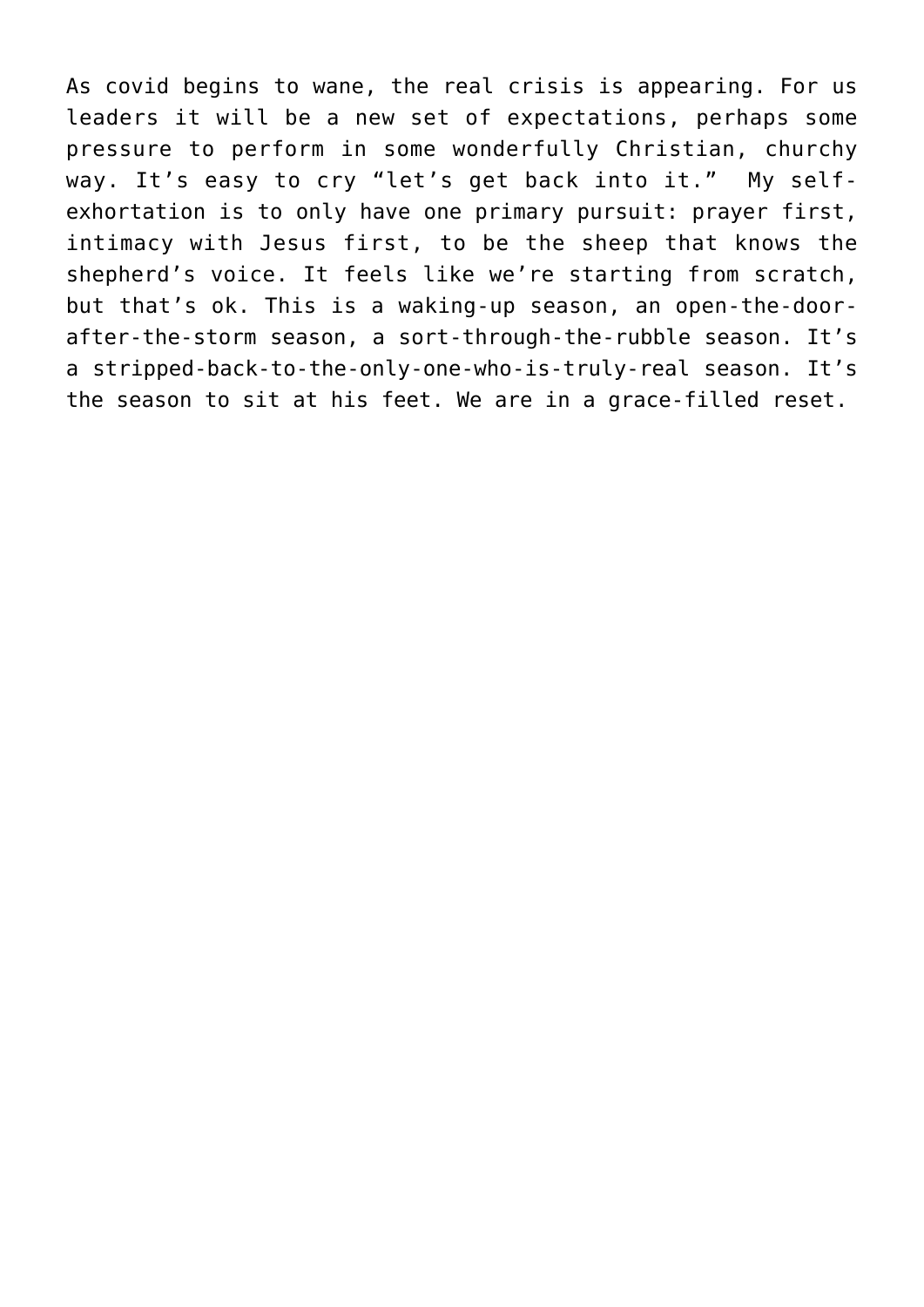As covid begins to wane, the real crisis is appearing. For us leaders it will be a new set of expectations, perhaps some pressure to perform in some wonderfully Christian, churchy way. It's easy to cry "let's get back into it." My self-exhortation is to only have one primary pursuit: prayer first, intimacy with Jesus first, to be the sheep that knows the shepherd's voice. It feels like we're starting from scratch, but that's ok. This is a waking-up season, an open-the-door-after-the-storm season, a sort-through-the-rubble season. It's a stripped-back-to-the-only-one-who-is-truly-real season. It's the season to sit at his feet. We are in a grace-filled reset.